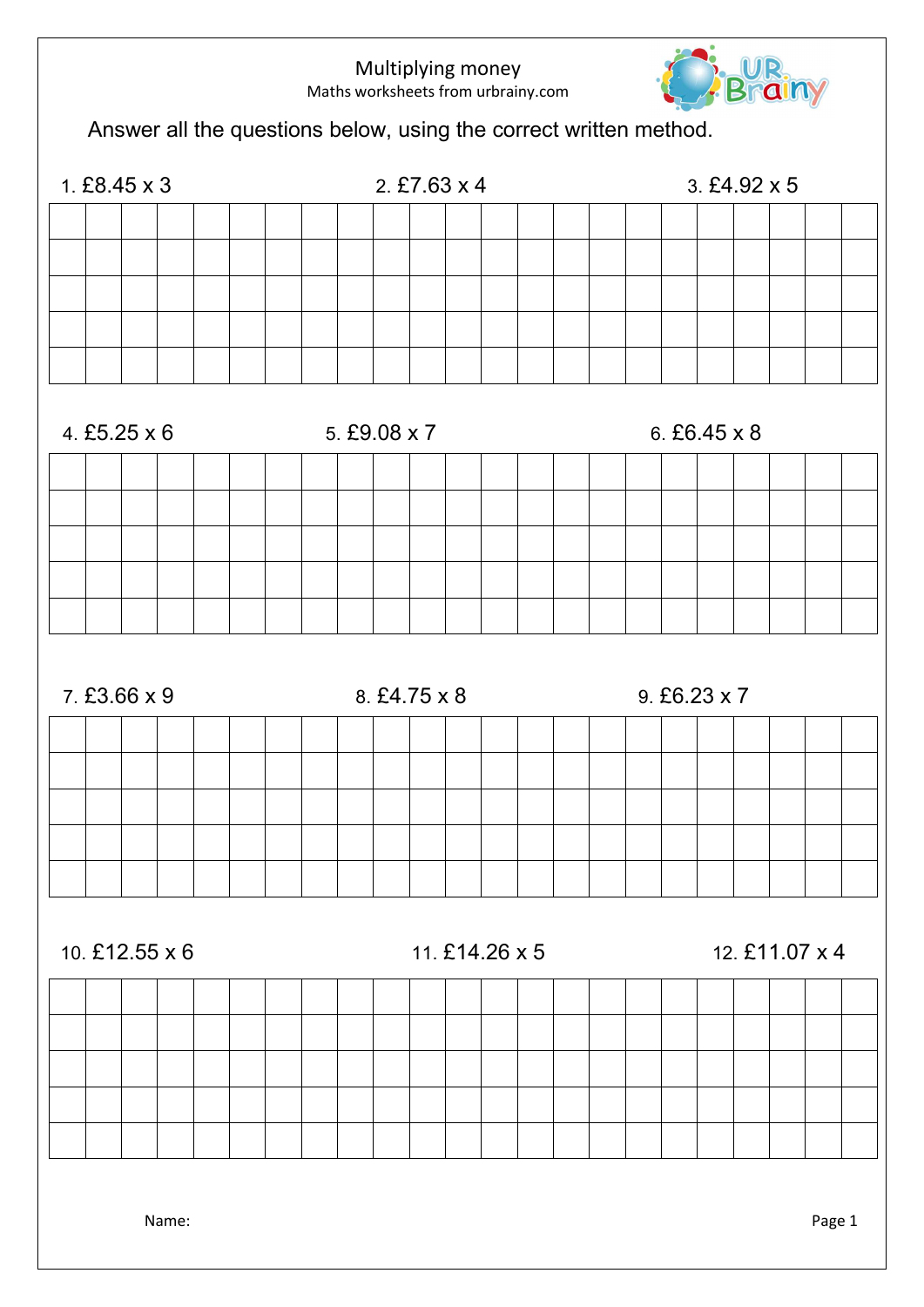# Multiplying money

Maths worksheets from urbrainy.com

Answer all the questions below, using the correct written method.

1. £8.45 x 3

2. £7.63 x 4

3. £4.92 x 5

4. £5.25 x 6

5. £9.08 x 7

6. £6.45 x 8

7. £3.66 x 9

8. £4.75 x 8

9. £6.23 x 7

10. £12.55 x 6

11. £14.26 x 5

12. £11.07 x 4

Name: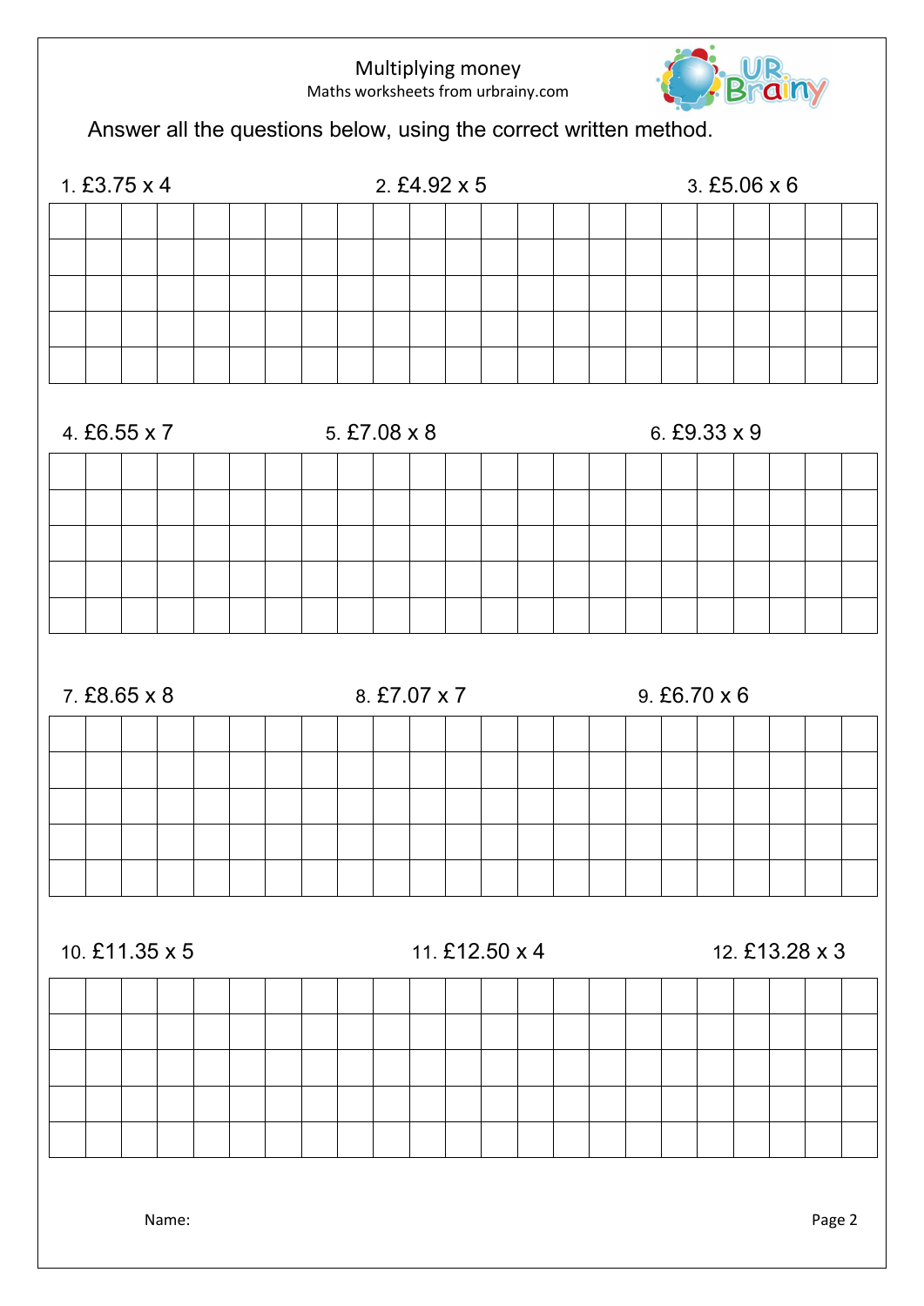# Multiplying money

Maths worksheets from urbrainy.com

Answer all the questions below, using the correct written method.

1. £3.75 x 4

2. £4.92 x 5

3. £5.06 x 6

4. £6.55 x 7

5. £7.08 x 8

6. £9.33 x 9

7. £8.65 x 8

8. £7.07 x 7

9. £6.70 x 6

10. £11.35 x 5

11. £12.50 x 4

12. £13.28 x 3

Name: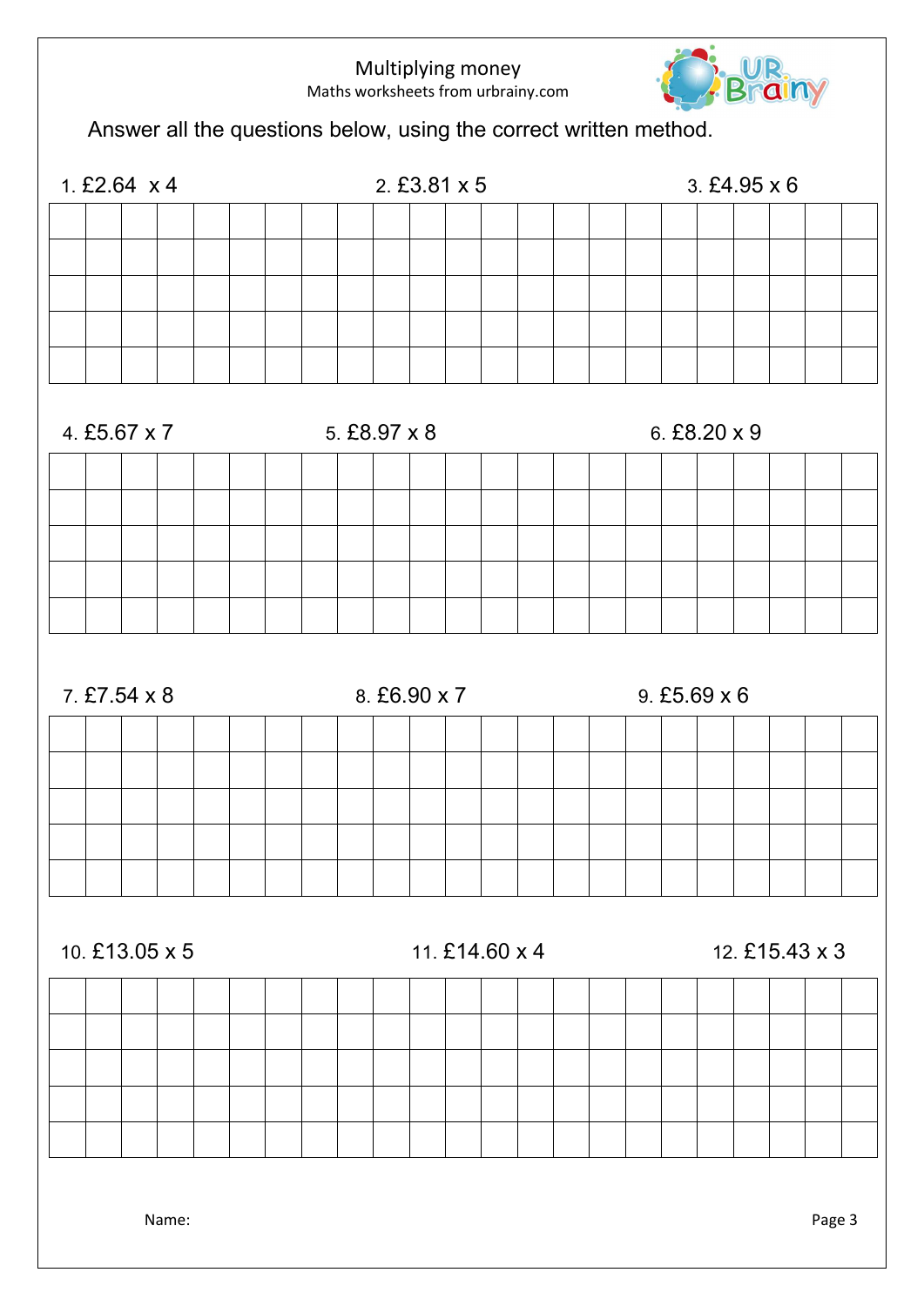# Multiplying money

Maths worksheets from urbrainy.com

Answer all the questions below, using the correct written method.

1. £2.64 x 4

2. £3.81 x 5

3. £4.95 x 6

4. £5.67 x 7

5. £8.97 x 8

6. £8.20 x 9

7. £7.54 x 8

8. £6.90 x 7

9. £5.69 x 6

10. £13.05 x 5

11. £14.60 x 4

12. £15.43 x 3

Name: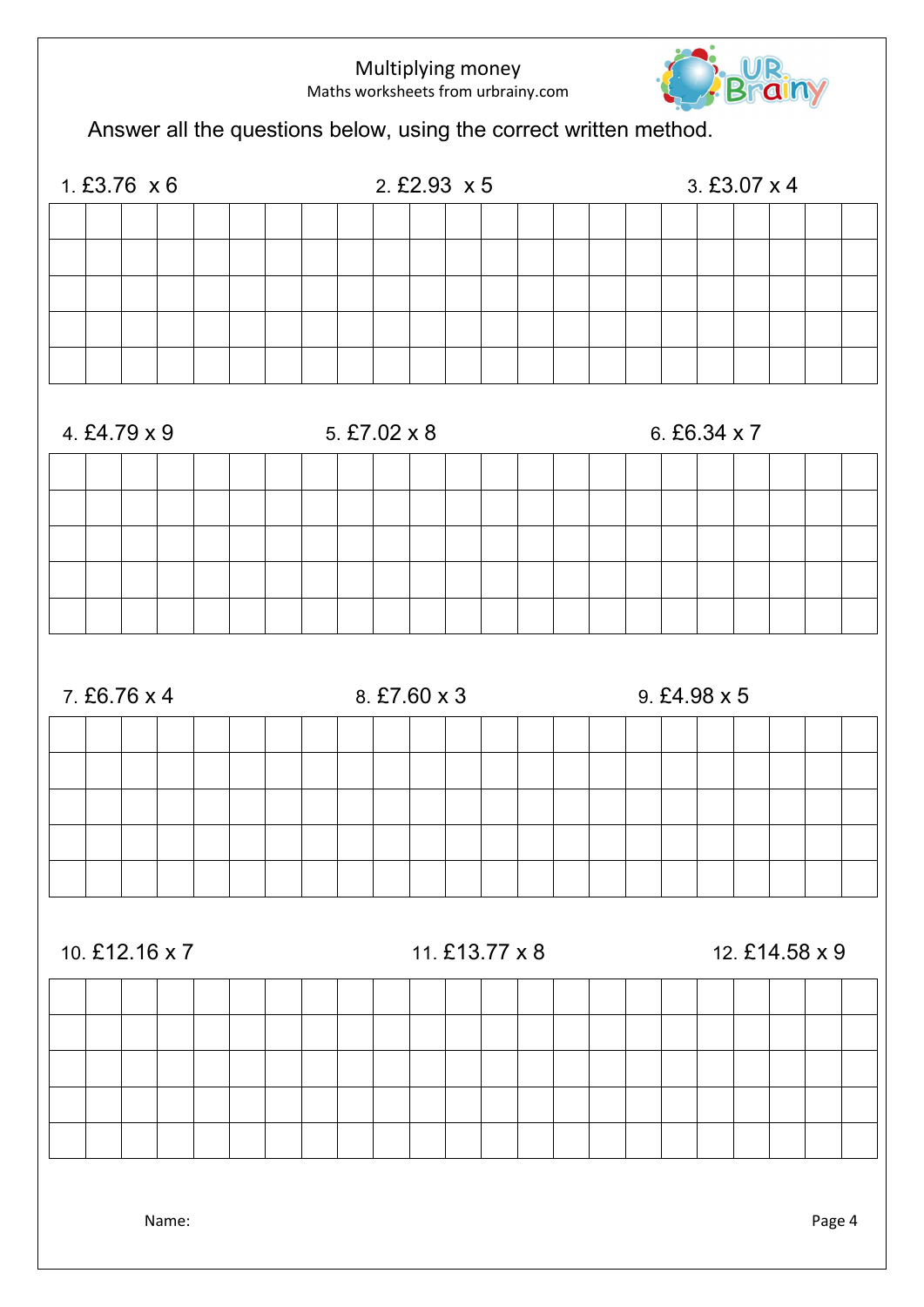# Multiplying money

Maths worksheets from urbrainy.com

Answer all the questions below, using the correct written method.

1. £3.76 x 6
2. £2.93 x 5
3. £3.07 x 4

4. £4.79 x 9
5. £7.02 x 8
6. £6.34 x 7

7. £6.76 x 4
8. £7.60 x 3
9. £4.98 x 5

10. £12.16 x 7
11. £13.77 x 8
12. £14.58 x 9

Name: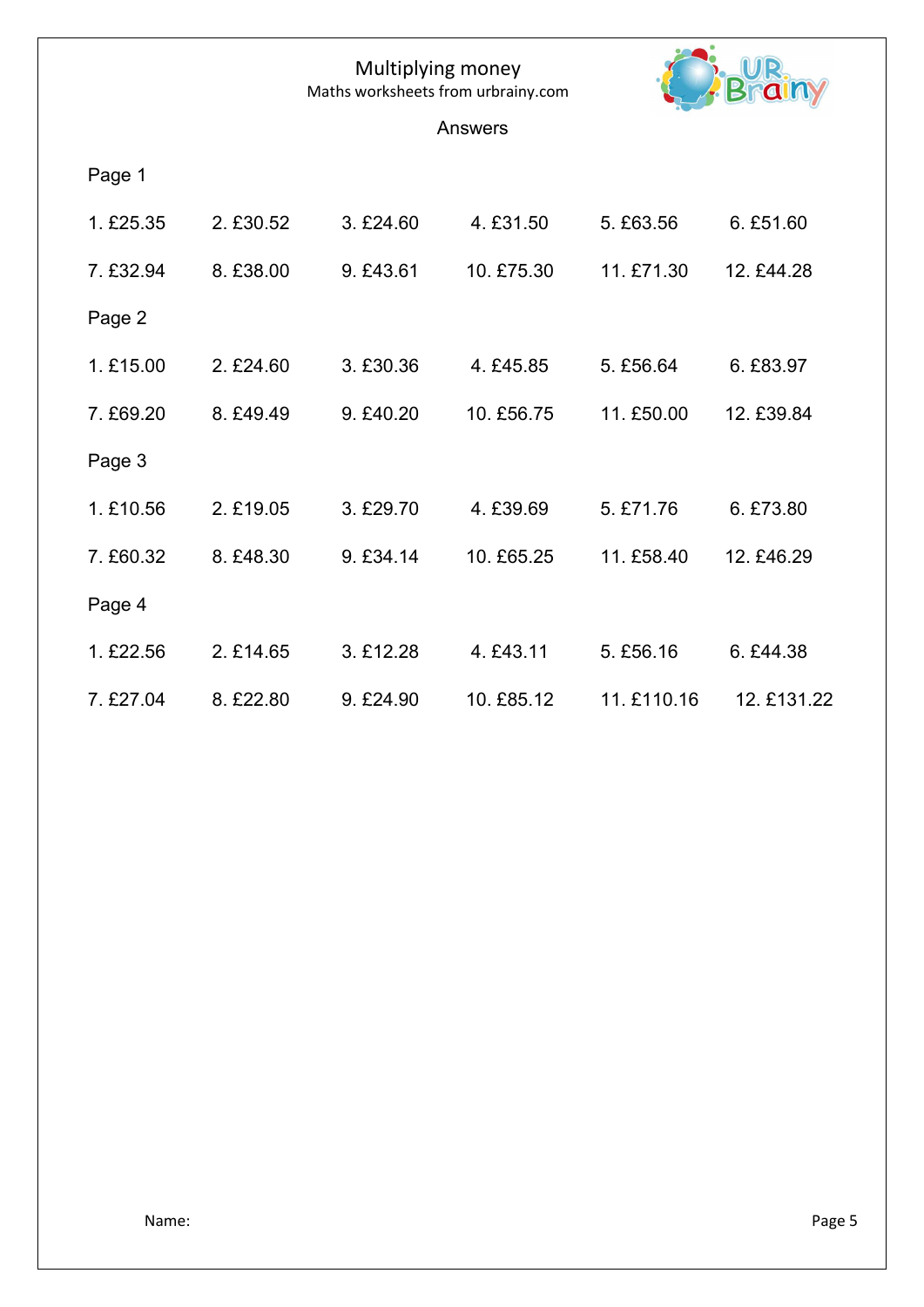# Multiplying money

Maths worksheets from urbrainy.com

## Answers

### Page 1

1. £25.35 2. £30.52 3. £24.60 4. £31.50 5. £63.56 6. £51.60

7. £32.94 8. £38.00 9. £43.61 10. £75.30 11. £71.30 12. £44.28

### Page 2

1. £15.00 2. £24.60 3. £30.36 4. £45.85 5. £56.64 6. £83.97

7. £69.20 8. £49.49 9. £40.20 10. £56.75 11. £50.00 12. £39.84

### Page 3

1. £10.56 2. £19.05 3. £29.70 4. £39.69 5. £71.76 6. £73.80

7. £60.32 8. £48.30 9. £34.14 10. £65.25 11. £58.40 12. £46.29

### Page 4

1. £22.56 2. £14.65 3. £12.28 4. £43.11 5. £56.16 6. £44.38

7. £27.04 8. £22.80 9. £24.90 10. £85.12 11. £110.16 12. £131.22

Name: